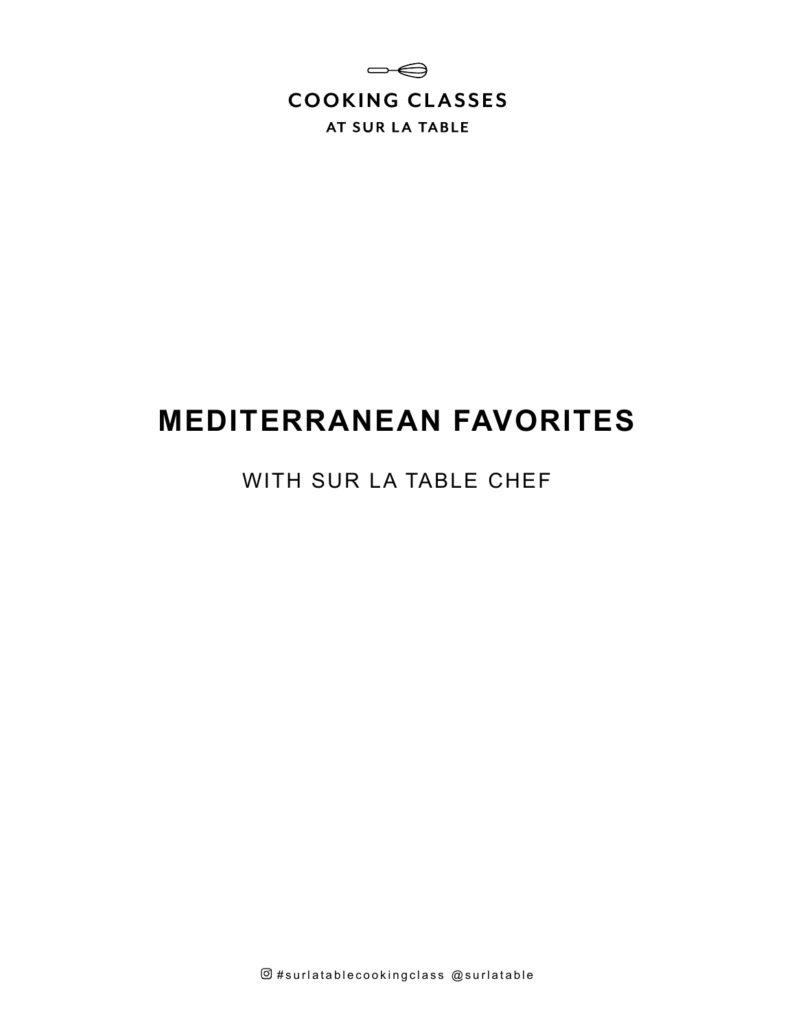COOKING CLASSES

AT SUR LA TABLE

# MEDITERRANEAN FAVORITES

WITH SUR LA TABLE CHEF

#surlatablecookingclass @surlatable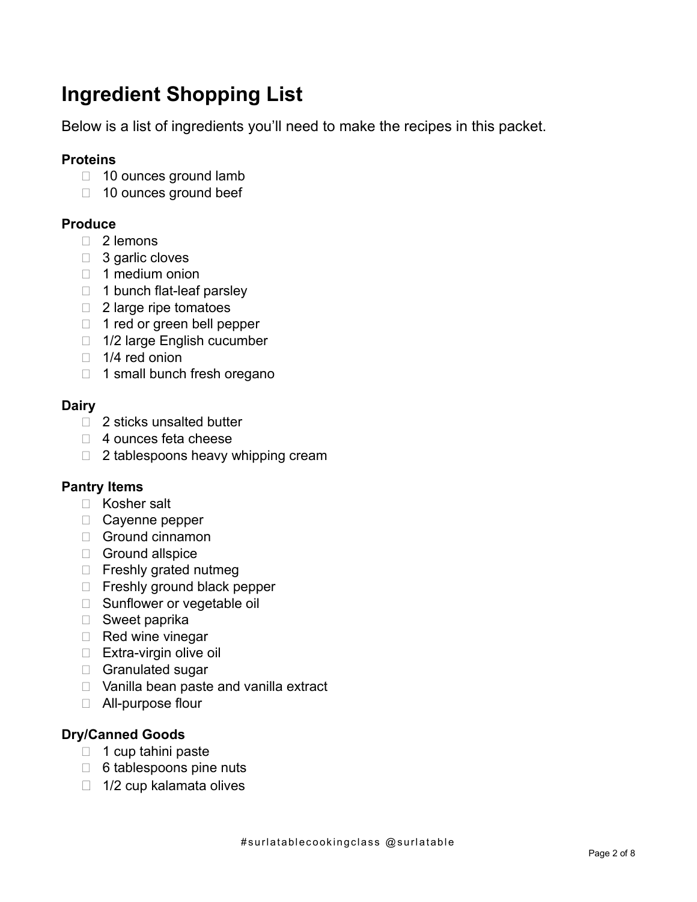# Ingredient Shopping List

Below is a list of ingredients you'll need to make the recipes in this packet.

**Proteins**

- 10 ounces ground lamb
- 10 ounces ground beef

**Produce**

- 2 lemons
- 3 garlic cloves
- 1 medium onion
- 1 bunch flat-leaf parsley
- 2 large ripe tomatoes
- 1 red or green bell pepper
- 1/2 large English cucumber
- 1/4 red onion
- 1 small bunch fresh oregano

**Dairy**

- 2 sticks unsalted butter
- 4 ounces feta cheese
- 2 tablespoons heavy whipping cream

**Pantry Items**

- Kosher salt
- Cayenne pepper
- Ground cinnamon
- Ground allspice
- Freshly grated nutmeg
- Freshly ground black pepper
- Sunflower or vegetable oil
- Sweet paprika
- Red wine vinegar
- Extra-virgin olive oil
- Granulated sugar
- Vanilla bean paste and vanilla extract
- All-purpose flour

**Dry/Canned Goods**

- 1 cup tahini paste
- 6 tablespoons pine nuts
- 1/2 cup kalamata olives

#surlatablecookingclass @surlatable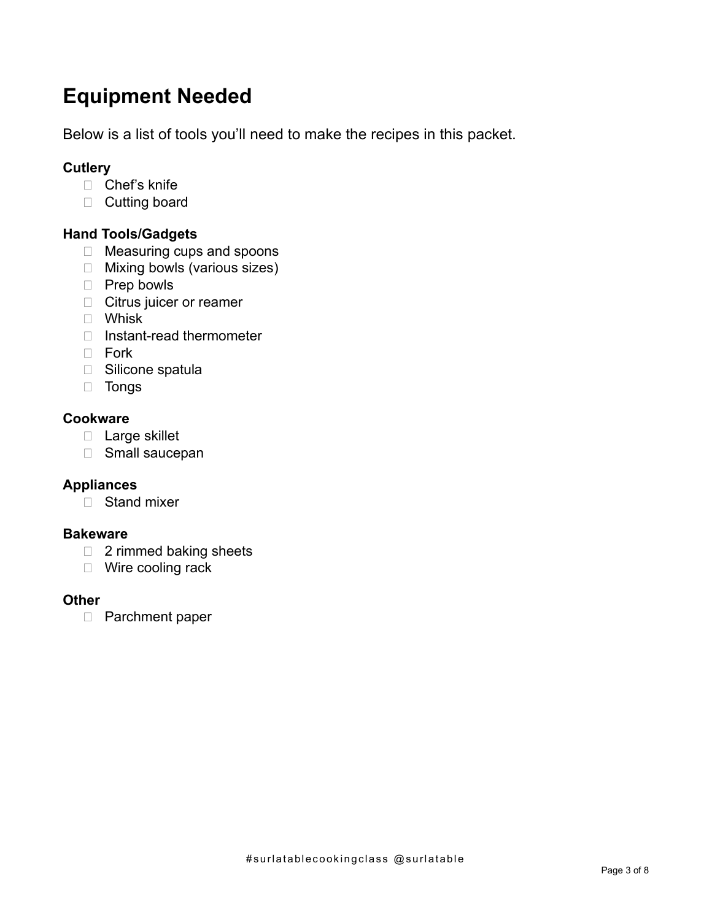# Equipment Needed

Below is a list of tools you'll need to make the recipes in this packet.

**Cutlery**

- Chef's knife
- Cutting board

**Hand Tools/Gadgets**

- Measuring cups and spoons
- Mixing bowls (various sizes)
- Prep bowls
- Citrus juicer or reamer
- Whisk
- Instant-read thermometer
- Fork
- Silicone spatula
- Tongs

**Cookware**

- Large skillet
- Small saucepan

**Appliances**

- Stand mixer

**Bakeware**

- 2 rimmed baking sheets
- Wire cooling rack

**Other**

- Parchment paper

#surlatablecookingclass @surlatable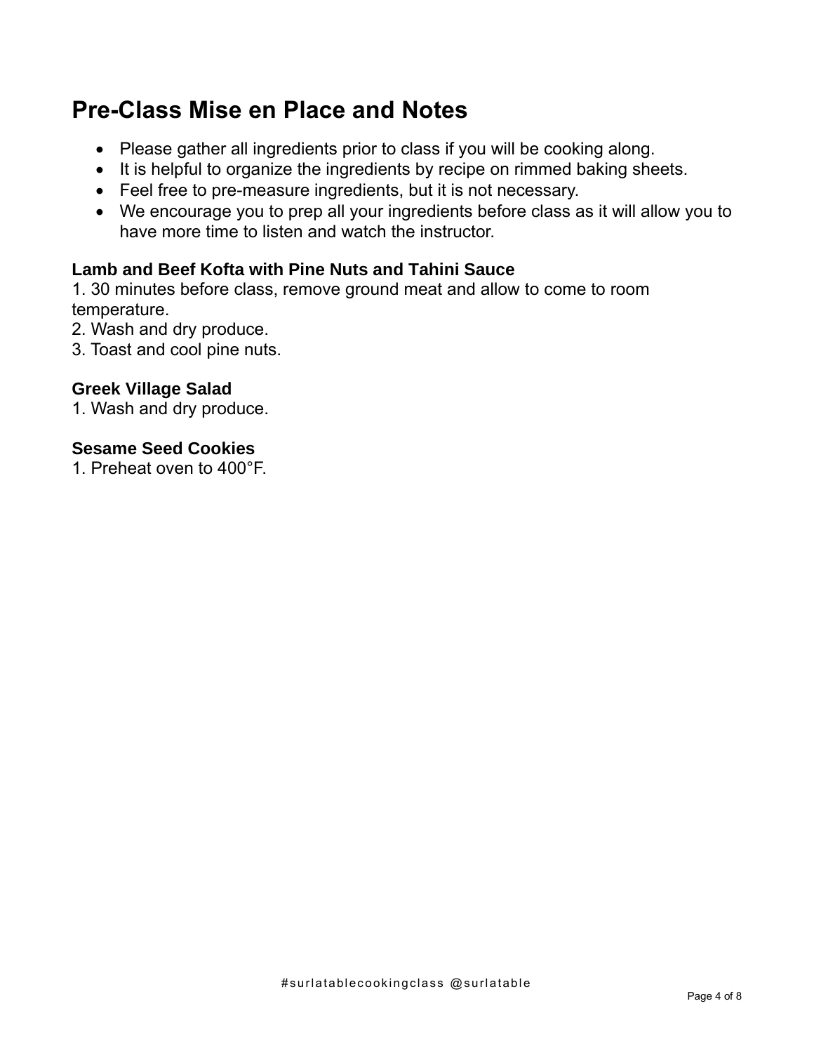# Pre-Class Mise en Place and Notes

- Please gather all ingredients prior to class if you will be cooking along.
- It is helpful to organize the ingredients by recipe on rimmed baking sheets.
- Feel free to pre-measure ingredients, but it is not necessary.
- We encourage you to prep all your ingredients before class as it will allow you to have more time to listen and watch the instructor.

### Lamb and Beef Kofta with Pine Nuts and Tahini Sauce

1. 30 minutes before class, remove ground meat and allow to come to room temperature.
2. Wash and dry produce.
3. Toast and cool pine nuts.

### Greek Village Salad

1. Wash and dry produce.

### Sesame Seed Cookies

1. Preheat oven to 400°F.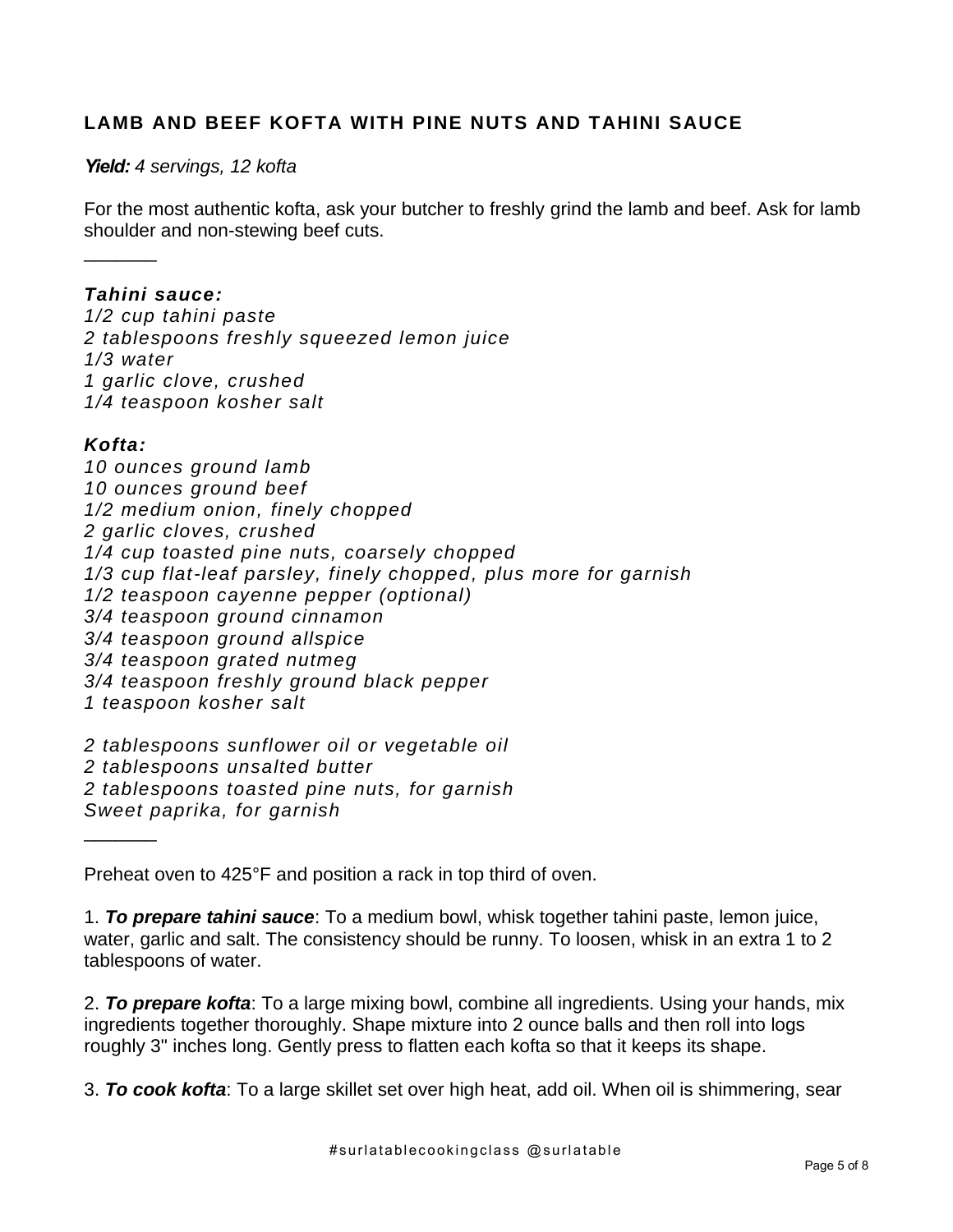## LAMB AND BEEF KOFTA WITH PINE NUTS AND TAHINI SAUCE

***Yield:*** *4 servings, 12 kofta*

For the most authentic kofta, ask your butcher to freshly grind the lamb and beef. Ask for lamb shoulder and non-stewing beef cuts.

_______

***Tahini sauce:***
*1/2 cup tahini paste*
*2 tablespoons freshly squeezed lemon juice*
*1/3 water*
*1 garlic clove, crushed*
*1/4 teaspoon kosher salt*

***Kofta:***
*10 ounces ground lamb*
*10 ounces ground beef*
*1/2 medium onion, finely chopped*
*2 garlic cloves, crushed*
*1/4 cup toasted pine nuts, coarsely chopped*
*1/3 cup flat-leaf parsley, finely chopped, plus more for garnish*
*1/2 teaspoon cayenne pepper (optional)*
*3/4 teaspoon ground cinnamon*
*3/4 teaspoon ground allspice*
*3/4 teaspoon grated nutmeg*
*3/4 teaspoon freshly ground black pepper*
*1 teaspoon kosher salt*

*2 tablespoons sunflower oil or vegetable oil*
*2 tablespoons unsalted butter*
*2 tablespoons toasted pine nuts, for garnish*
*Sweet paprika, for garnish*

_______

Preheat oven to 425°F and position a rack in top third of oven.

1. ***To prepare tahini sauce***: To a medium bowl, whisk together tahini paste, lemon juice, water, garlic and salt. The consistency should be runny. To loosen, whisk in an extra 1 to 2 tablespoons of water.

2. ***To prepare kofta***: To a large mixing bowl, combine all ingredients. Using your hands, mix ingredients together thoroughly. Shape mixture into 2 ounce balls and then roll into logs roughly 3" inches long. Gently press to flatten each kofta so that it keeps its shape.

3. ***To cook kofta***: To a large skillet set over high heat, add oil. When oil is shimmering, sear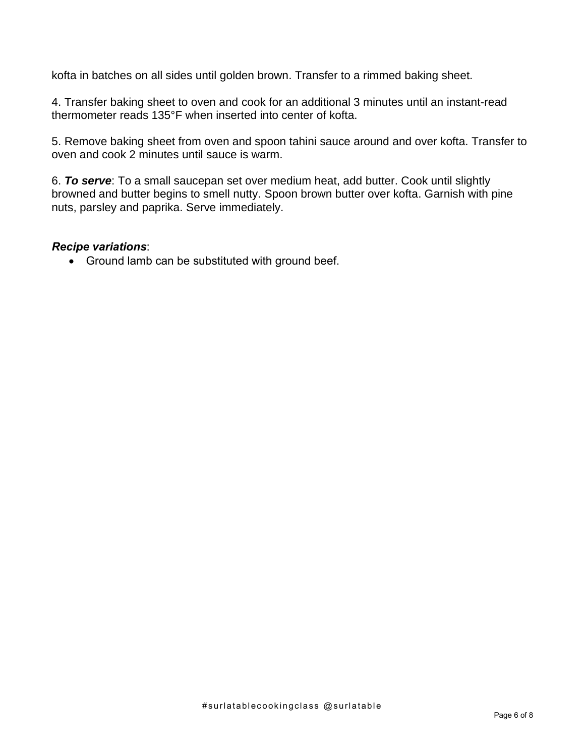kofta in batches on all sides until golden brown. Transfer to a rimmed baking sheet.

4. Transfer baking sheet to oven and cook for an additional 3 minutes until an instant-read thermometer reads 135°F when inserted into center of kofta.

5. Remove baking sheet from oven and spoon tahini sauce around and over kofta. Transfer to oven and cook 2 minutes until sauce is warm.

6. ***To serve***: To a small saucepan set over medium heat, add butter. Cook until slightly browned and butter begins to smell nutty. Spoon brown butter over kofta. Garnish with pine nuts, parsley and paprika. Serve immediately.

***Recipe variations***:

- Ground lamb can be substituted with ground beef.

#surlatablecookingclass @surlatable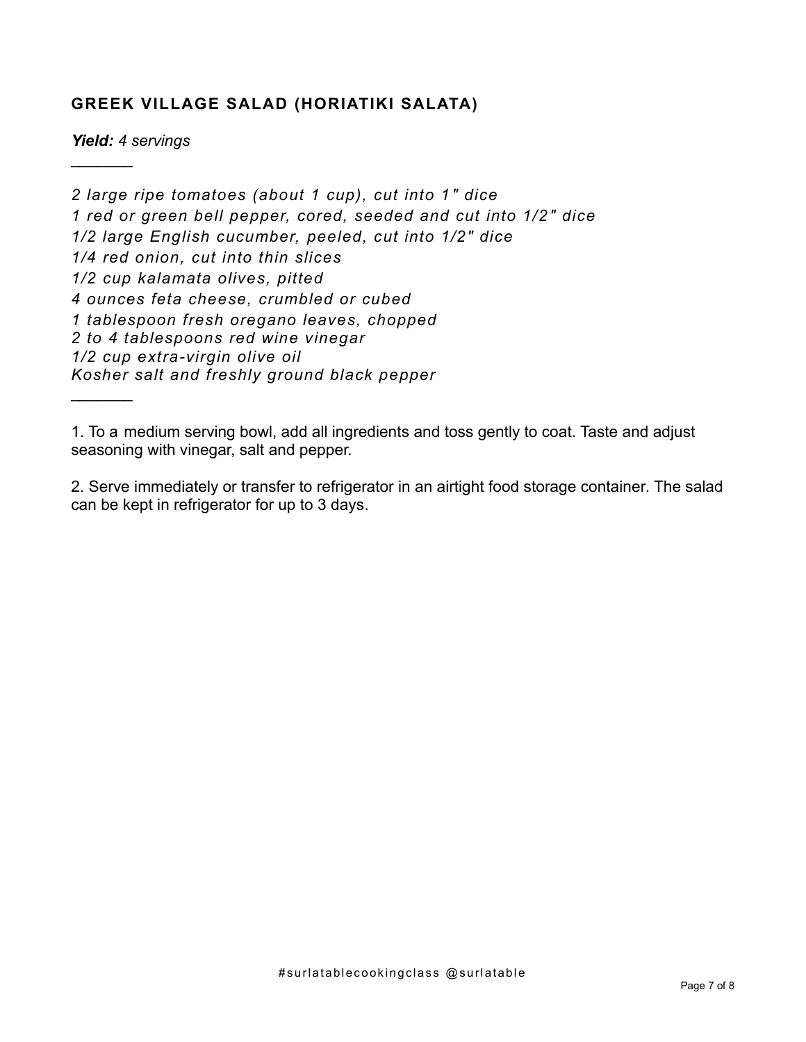## GREEK VILLAGE SALAD (HORIATIKI SALATA)

***Yield:*** *4 servings*

---

*2 large ripe tomatoes (about 1 cup), cut into 1" dice*
*1 red or green bell pepper, cored, seeded and cut into 1/2" dice*
*1/2 large English cucumber, peeled, cut into 1/2" dice*
*1/4 red onion, cut into thin slices*
*1/2 cup kalamata olives, pitted*
*4 ounces feta cheese, crumbled or cubed*
*1 tablespoon fresh oregano leaves, chopped*
*2 to 4 tablespoons red wine vinegar*
*1/2 cup extra-virgin olive oil*
*Kosher salt and freshly ground black pepper*

---

1. To a medium serving bowl, add all ingredients and toss gently to coat. Taste and adjust seasoning with vinegar, salt and pepper.

2. Serve immediately or transfer to refrigerator in an airtight food storage container. The salad can be kept in refrigerator for up to 3 days.

#surlatablecookingclass @surlatable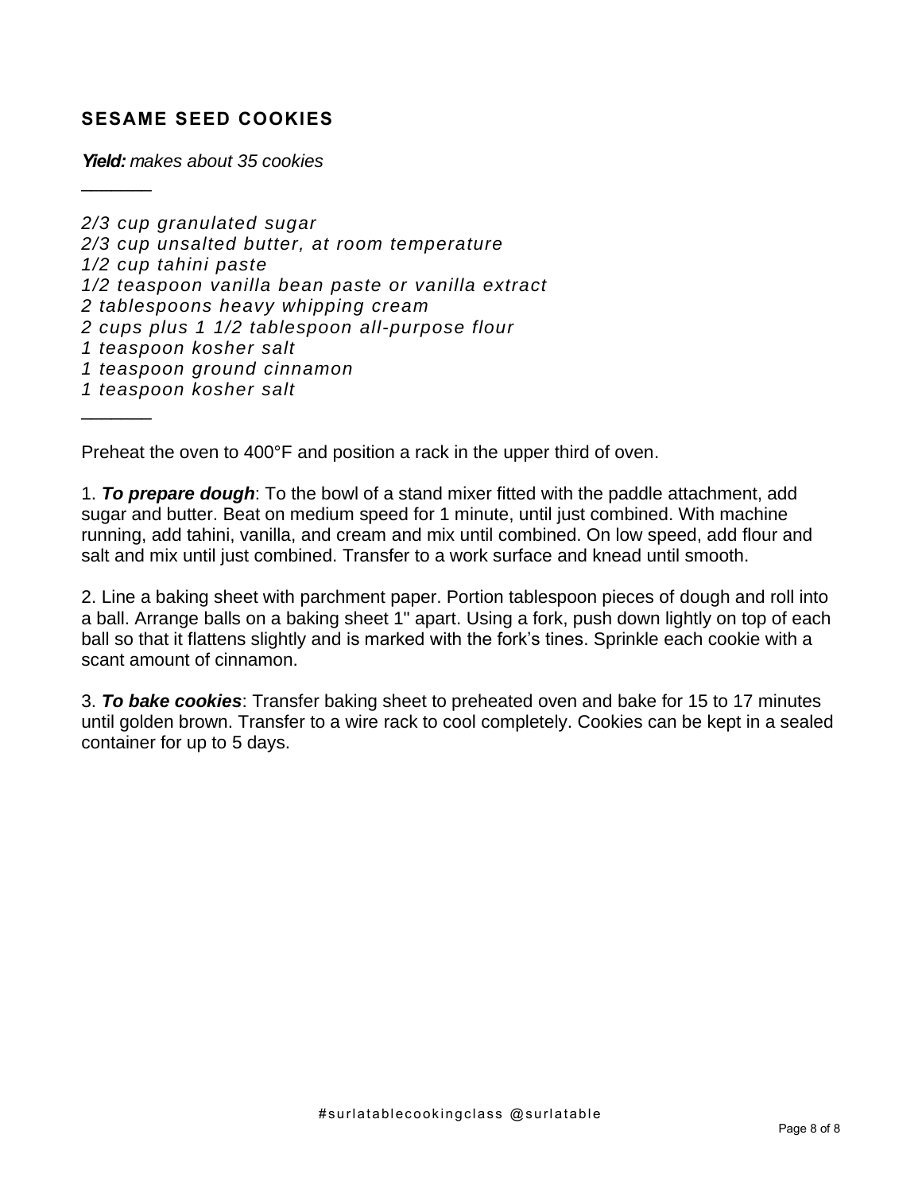## SESAME SEED COOKIES

***Yield:*** *makes about 35 cookies*

_______

*2/3 cup granulated sugar*
*2/3 cup unsalted butter, at room temperature*
*1/2 cup tahini paste*
*1/2 teaspoon vanilla bean paste or vanilla extract*
*2 tablespoons heavy whipping cream*
*2 cups plus 1 1/2 tablespoon all-purpose flour*
*1 teaspoon kosher salt*
*1 teaspoon ground cinnamon*
*1 teaspoon kosher salt*

_______

Preheat the oven to 400°F and position a rack in the upper third of oven.

1. ***To prepare dough***: To the bowl of a stand mixer fitted with the paddle attachment, add sugar and butter. Beat on medium speed for 1 minute, until just combined. With machine running, add tahini, vanilla, and cream and mix until combined. On low speed, add flour and salt and mix until just combined. Transfer to a work surface and knead until smooth.

2. Line a baking sheet with parchment paper. Portion tablespoon pieces of dough and roll into a ball. Arrange balls on a baking sheet 1" apart. Using a fork, push down lightly on top of each ball so that it flattens slightly and is marked with the fork's tines. Sprinkle each cookie with a scant amount of cinnamon.

3. ***To bake cookies***: Transfer baking sheet to preheated oven and bake for 15 to 17 minutes until golden brown. Transfer to a wire rack to cool completely. Cookies can be kept in a sealed container for up to 5 days.